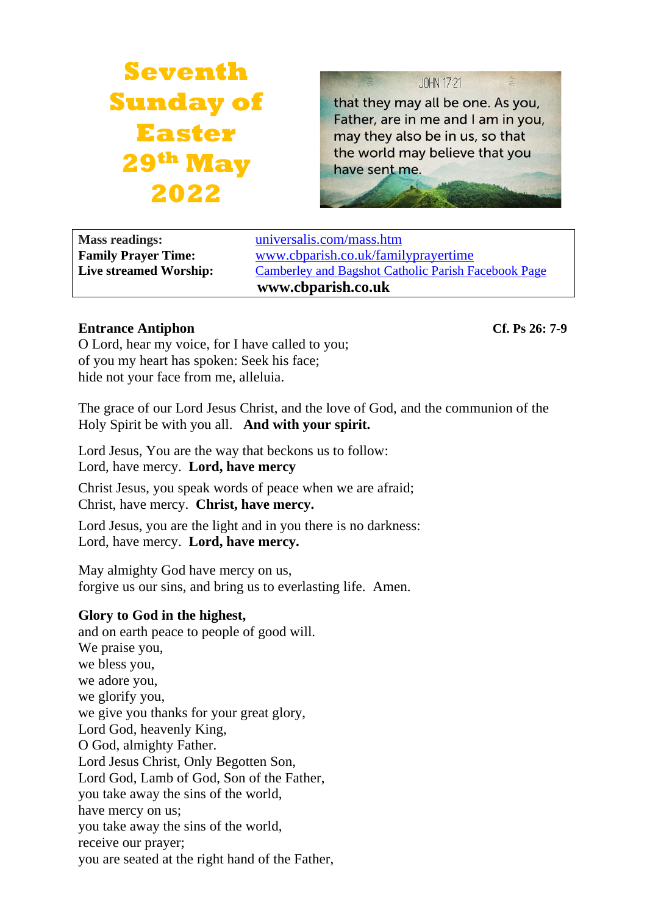# Seventh Sunday of Easter 29th May 2022

JOHN 17:21

that they may all be one. As you, Father, are in me and I am in you, may they also be in us, so that the world may believe that you have sent me.

| | |
|---|---|
| **Mass readings:** | universalis.com/mass.htm |
| **Family Prayer Time:** | www.cbparish.co.uk/familyprayertime |
| **Live streamed Worship:** | Camberley and Bagshot Catholic Parish Facebook Page |
| | **www.cbparish.co.uk** |

**Entrance Antiphon** **Cf. Ps 26: 7-9**

O Lord, hear my voice, for I have called to you;
of you my heart has spoken: Seek his face;
hide not your face from me, alleluia.

The grace of our Lord Jesus Christ, and the love of God, and the communion of the Holy Spirit be with you all. **And with your spirit.**

Lord Jesus, You are the way that beckons us to follow:
Lord, have mercy. **Lord, have mercy**

Christ Jesus, you speak words of peace when we are afraid;
Christ, have mercy. **Christ, have mercy.**

Lord Jesus, you are the light and in you there is no darkness:
Lord, have mercy. **Lord, have mercy.**

May almighty God have mercy on us,
forgive us our sins, and bring us to everlasting life. Amen.

**Glory to God in the highest,**
and on earth peace to people of good will.
We praise you,
we bless you,
we adore you,
we glorify you,
we give you thanks for your great glory,
Lord God, heavenly King,
O God, almighty Father.
Lord Jesus Christ, Only Begotten Son,
Lord God, Lamb of God, Son of the Father,
you take away the sins of the world,
have mercy on us;
you take away the sins of the world,
receive our prayer;
you are seated at the right hand of the Father,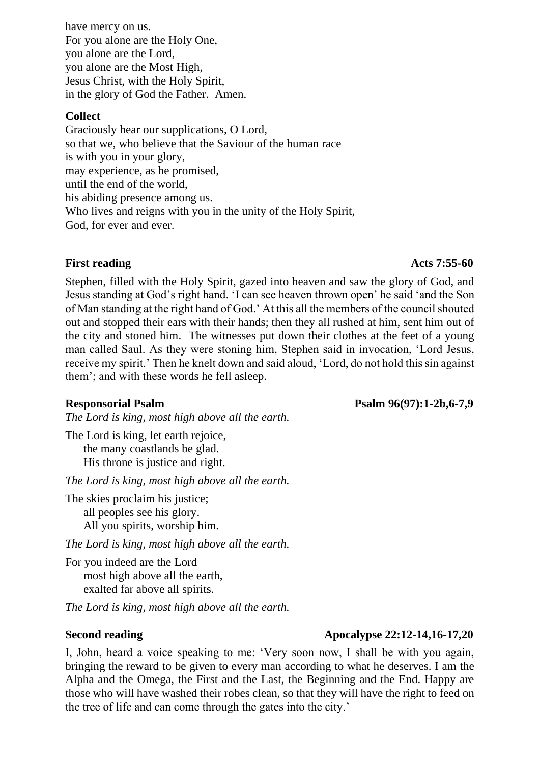have mercy on us.
For you alone are the Holy One,
you alone are the Lord,
you alone are the Most High,
Jesus Christ, with the Holy Spirit,
in the glory of God the Father. Amen.

**Collect**

Graciously hear our supplications, O Lord,
so that we, who believe that the Saviour of the human race
is with you in your glory,
may experience, as he promised,
until the end of the world,
his abiding presence among us.
Who lives and reigns with you in the unity of the Holy Spirit,
God, for ever and ever.

**First reading** **Acts 7:55-60**

Stephen, filled with the Holy Spirit, gazed into heaven and saw the glory of God, and Jesus standing at God's right hand. 'I can see heaven thrown open' he said 'and the Son of Man standing at the right hand of God.' At this all the members of the council shouted out and stopped their ears with their hands; then they all rushed at him, sent him out of the city and stoned him. The witnesses put down their clothes at the feet of a young man called Saul. As they were stoning him, Stephen said in invocation, 'Lord Jesus, receive my spirit.' Then he knelt down and said aloud, 'Lord, do not hold this sin against them'; and with these words he fell asleep.

**Responsorial Psalm** **Psalm 96(97):1-2b,6-7,9**

*The Lord is king, most high above all the earth.*

The Lord is king, let earth rejoice,
the many coastlands be glad.
His throne is justice and right.

*The Lord is king, most high above all the earth.*

The skies proclaim his justice;
all peoples see his glory.
All you spirits, worship him.

*The Lord is king, most high above all the earth.*

For you indeed are the Lord
most high above all the earth,
exalted far above all spirits.

*The Lord is king, most high above all the earth.*

**Second reading** **Apocalypse 22:12-14,16-17,20**

I, John, heard a voice speaking to me: 'Very soon now, I shall be with you again, bringing the reward to be given to every man according to what he deserves. I am the Alpha and the Omega, the First and the Last, the Beginning and the End. Happy are those who will have washed their robes clean, so that they will have the right to feed on the tree of life and can come through the gates into the city.'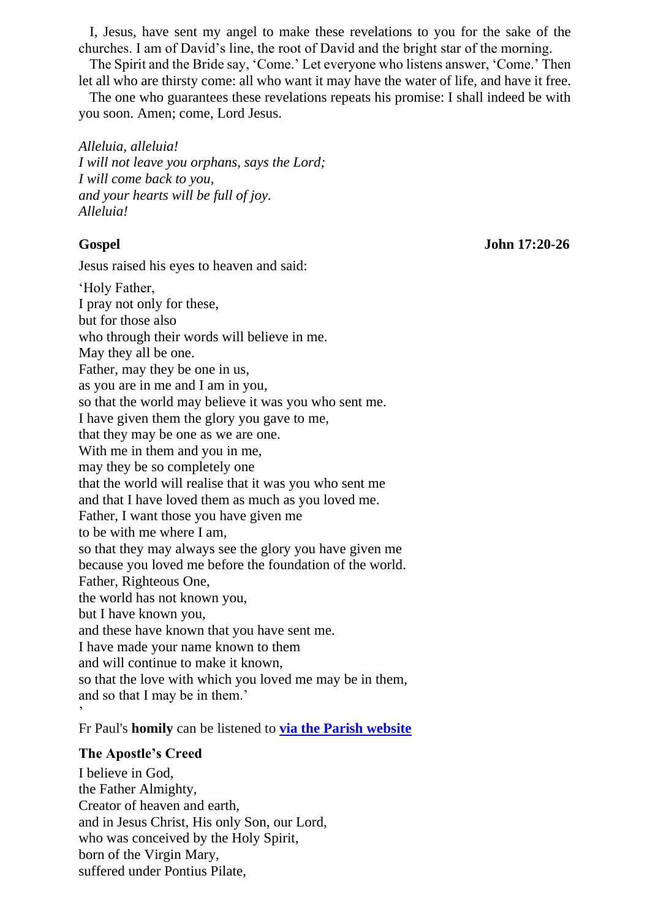I, Jesus, have sent my angel to make these revelations to you for the sake of the churches. I am of David's line, the root of David and the bright star of the morning.

The Spirit and the Bride say, 'Come.' Let everyone who listens answer, 'Come.' Then let all who are thirsty come: all who want it may have the water of life, and have it free.

The one who guarantees these revelations repeats his promise: I shall indeed be with you soon. Amen; come, Lord Jesus.

*Alleluia, alleluia!*
*I will not leave you orphans, says the Lord;*
*I will come back to you,*
*and your hearts will be full of joy.*
*Alleluia!*

**Gospel** **John 17:20-26**

Jesus raised his eyes to heaven and said:

'Holy Father,
I pray not only for these,
but for those also
who through their words will believe in me.
May they all be one.
Father, may they be one in us,
as you are in me and I am in you,
so that the world may believe it was you who sent me.
I have given them the glory you gave to me,
that they may be one as we are one.
With me in them and you in me,
may they be so completely one
that the world will realise that it was you who sent me
and that I have loved them as much as you loved me.
Father, I want those you have given me
to be with me where I am,
so that they may always see the glory you have given me
because you loved me before the foundation of the world.
Father, Righteous One,
the world has not known you,
but I have known you,
and these have known that you have sent me.
I have made your name known to them
and will continue to make it known,
so that the love with which you loved me may be in them,
and so that I may be in them.'
'

Fr Paul's **homily** can be listened to **via the Parish website**

**The Apostle's Creed**

I believe in God,
the Father Almighty,
Creator of heaven and earth,
and in Jesus Christ, His only Son, our Lord,
who was conceived by the Holy Spirit,
born of the Virgin Mary,
suffered under Pontius Pilate,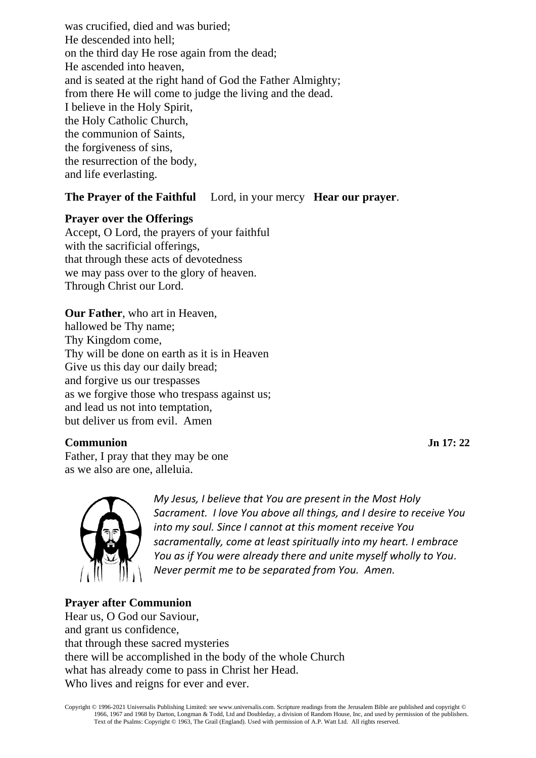was crucified, died and was buried;
He descended into hell;
on the third day He rose again from the dead;
He ascended into heaven,
and is seated at the right hand of God the Father Almighty;
from there He will come to judge the living and the dead.
I believe in the Holy Spirit,
the Holy Catholic Church,
the communion of Saints,
the forgiveness of sins,
the resurrection of the body,
and life everlasting.

**The Prayer of the Faithful** Lord, in your mercy **Hear our prayer**.

**Prayer over the Offerings**
Accept, O Lord, the prayers of your faithful
with the sacrificial offerings,
that through these acts of devotedness
we may pass over to the glory of heaven.
Through Christ our Lord.

**Our Father**, who art in Heaven,
hallowed be Thy name;
Thy Kingdom come,
Thy will be done on earth as it is in Heaven
Give us this day our daily bread;
and forgive us our trespasses
as we forgive those who trespass against us;
and lead us not into temptation,
but deliver us from evil. Amen

**Communion** **Jn 17: 22**
Father, I pray that they may be one
as we also are one, alleluia.

*My Jesus, I believe that You are present in the Most Holy Sacrament. I love You above all things, and I desire to receive You into my soul. Since I cannot at this moment receive You sacramentally, come at least spiritually into my heart. I embrace You as if You were already there and unite myself wholly to You. Never permit me to be separated from You. Amen.*

**Prayer after Communion**
Hear us, O God our Saviour,
and grant us confidence,
that through these sacred mysteries
there will be accomplished in the body of the whole Church
what has already come to pass in Christ her Head.
Who lives and reigns for ever and ever.

Copyright © 1996-2021 Universalis Publishing Limited: see www.universalis.com. Scripture readings from the Jerusalem Bible are published and copyright © 1966, 1967 and 1968 by Darton, Longman & Todd, Ltd and Doubleday, a division of Random House, Inc, and used by permission of the publishers. Text of the Psalms: Copyright © 1963, The Grail (England). Used with permission of A.P. Watt Ltd. All rights reserved.